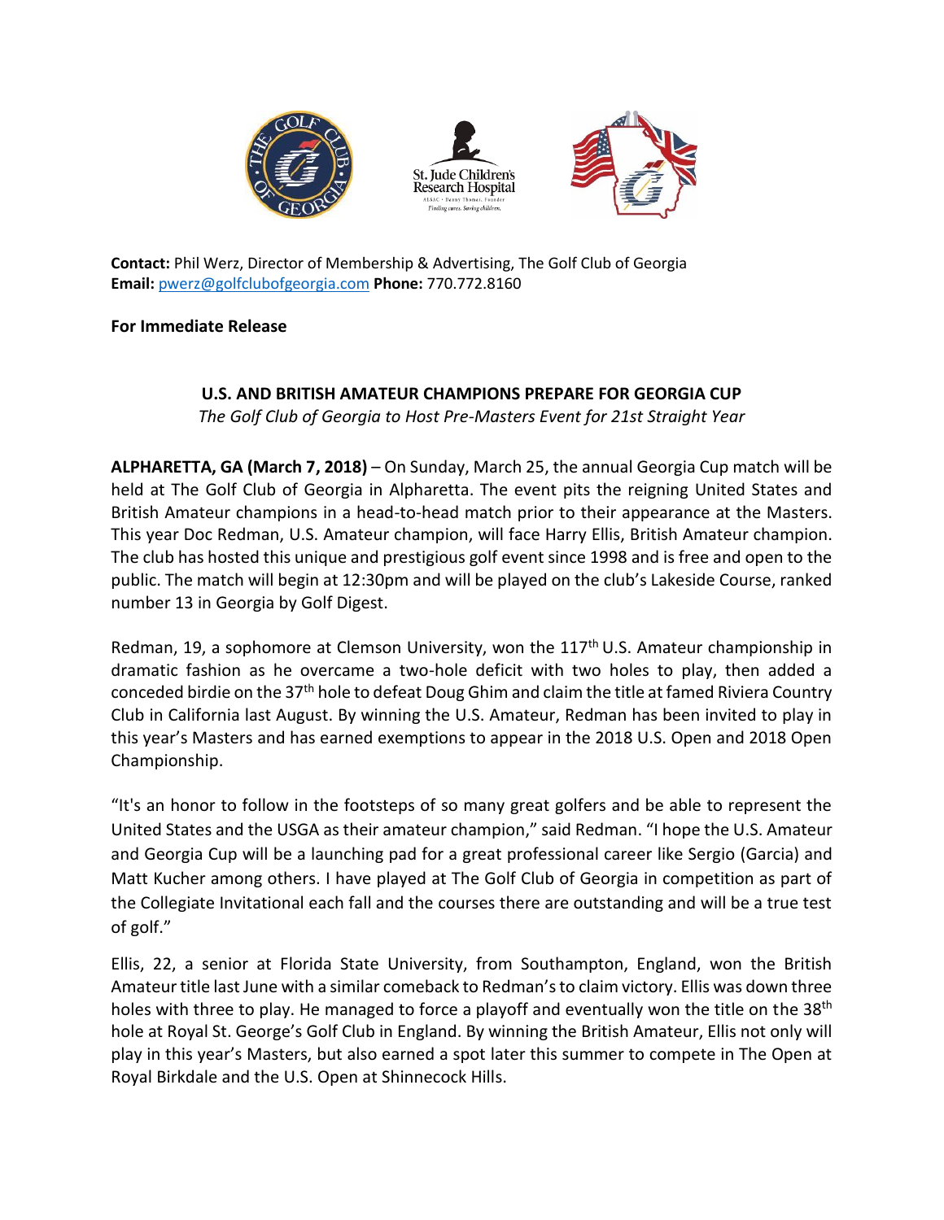**Contact:** Phil Werz, Director of Membership & Advertising, The Golf Club of Georgia
**Email:** pwerz@golfclubofgeorgia.com **Phone:** 770.772.8160

**For Immediate Release**

## U.S. AND BRITISH AMATEUR CHAMPIONS PREPARE FOR GEORGIA CUP

*The Golf Club of Georgia to Host Pre-Masters Event for 21st Straight Year*

**ALPHARETTA, GA (March 7, 2018)** – On Sunday, March 25, the annual Georgia Cup match will be held at The Golf Club of Georgia in Alpharetta. The event pits the reigning United States and British Amateur champions in a head-to-head match prior to their appearance at the Masters. This year Doc Redman, U.S. Amateur champion, will face Harry Ellis, British Amateur champion. The club has hosted this unique and prestigious golf event since 1998 and is free and open to the public. The match will begin at 12:30pm and will be played on the club's Lakeside Course, ranked number 13 in Georgia by Golf Digest.

Redman, 19, a sophomore at Clemson University, won the 117th U.S. Amateur championship in dramatic fashion as he overcame a two-hole deficit with two holes to play, then added a conceded birdie on the 37th hole to defeat Doug Ghim and claim the title at famed Riviera Country Club in California last August. By winning the U.S. Amateur, Redman has been invited to play in this year's Masters and has earned exemptions to appear in the 2018 U.S. Open and 2018 Open Championship.

"It's an honor to follow in the footsteps of so many great golfers and be able to represent the United States and the USGA as their amateur champion," said Redman. "I hope the U.S. Amateur and Georgia Cup will be a launching pad for a great professional career like Sergio (Garcia) and Matt Kucher among others. I have played at The Golf Club of Georgia in competition as part of the Collegiate Invitational each fall and the courses there are outstanding and will be a true test of golf."

Ellis, 22, a senior at Florida State University, from Southampton, England, won the British Amateur title last June with a similar comeback to Redman's to claim victory. Ellis was down three holes with three to play. He managed to force a playoff and eventually won the title on the 38th hole at Royal St. George's Golf Club in England. By winning the British Amateur, Ellis not only will play in this year's Masters, but also earned a spot later this summer to compete in The Open at Royal Birkdale and the U.S. Open at Shinnecock Hills.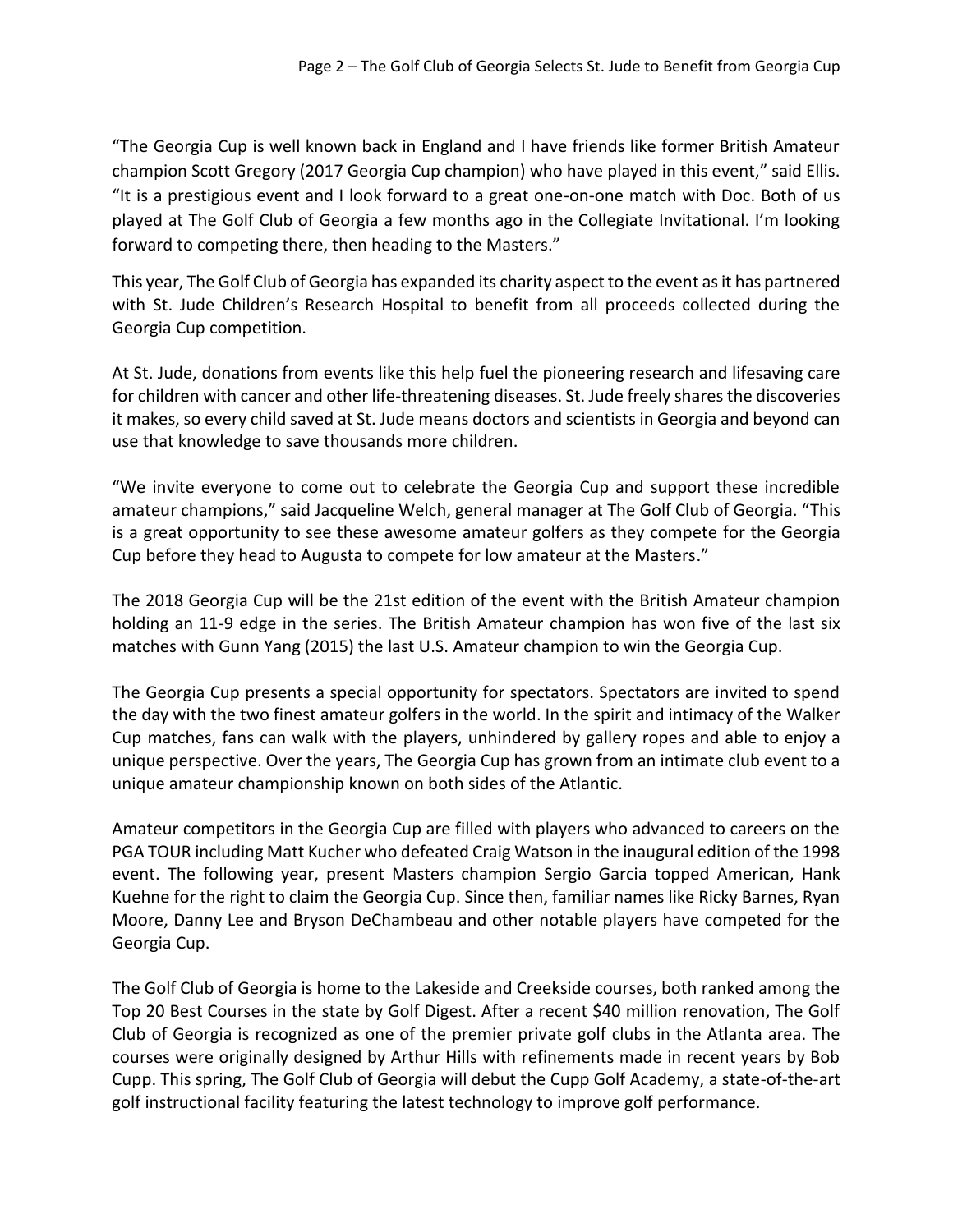"The Georgia Cup is well known back in England and I have friends like former British Amateur champion Scott Gregory (2017 Georgia Cup champion) who have played in this event," said Ellis. "It is a prestigious event and I look forward to a great one-on-one match with Doc. Both of us played at The Golf Club of Georgia a few months ago in the Collegiate Invitational. I'm looking forward to competing there, then heading to the Masters."

This year, The Golf Club of Georgia has expanded its charity aspect to the event as it has partnered with St. Jude Children's Research Hospital to benefit from all proceeds collected during the Georgia Cup competition.

At St. Jude, donations from events like this help fuel the pioneering research and lifesaving care for children with cancer and other life-threatening diseases. St. Jude freely shares the discoveries it makes, so every child saved at St. Jude means doctors and scientists in Georgia and beyond can use that knowledge to save thousands more children.

"We invite everyone to come out to celebrate the Georgia Cup and support these incredible amateur champions," said Jacqueline Welch, general manager at The Golf Club of Georgia. "This is a great opportunity to see these awesome amateur golfers as they compete for the Georgia Cup before they head to Augusta to compete for low amateur at the Masters."

The 2018 Georgia Cup will be the 21st edition of the event with the British Amateur champion holding an 11-9 edge in the series. The British Amateur champion has won five of the last six matches with Gunn Yang (2015) the last U.S. Amateur champion to win the Georgia Cup.

The Georgia Cup presents a special opportunity for spectators. Spectators are invited to spend the day with the two finest amateur golfers in the world. In the spirit and intimacy of the Walker Cup matches, fans can walk with the players, unhindered by gallery ropes and able to enjoy a unique perspective. Over the years, The Georgia Cup has grown from an intimate club event to a unique amateur championship known on both sides of the Atlantic.

Amateur competitors in the Georgia Cup are filled with players who advanced to careers on the PGA TOUR including Matt Kucher who defeated Craig Watson in the inaugural edition of the 1998 event. The following year, present Masters champion Sergio Garcia topped American, Hank Kuehne for the right to claim the Georgia Cup. Since then, familiar names like Ricky Barnes, Ryan Moore, Danny Lee and Bryson DeChambeau and other notable players have competed for the Georgia Cup.

The Golf Club of Georgia is home to the Lakeside and Creekside courses, both ranked among the Top 20 Best Courses in the state by Golf Digest. After a recent $40 million renovation, The Golf Club of Georgia is recognized as one of the premier private golf clubs in the Atlanta area. The courses were originally designed by Arthur Hills with refinements made in recent years by Bob Cupp. This spring, The Golf Club of Georgia will debut the Cupp Golf Academy, a state-of-the-art golf instructional facility featuring the latest technology to improve golf performance.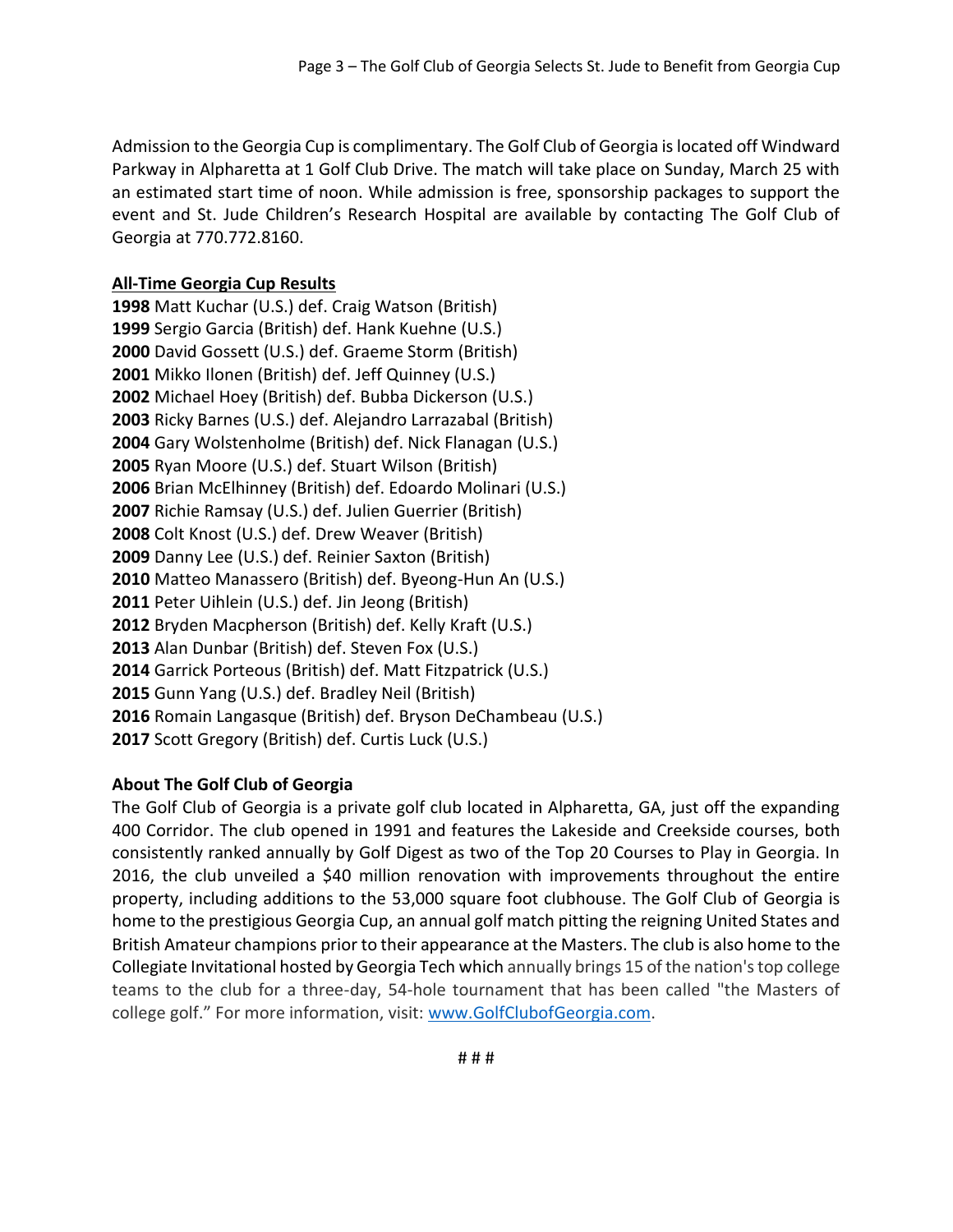Admission to the Georgia Cup is complimentary. The Golf Club of Georgia is located off Windward Parkway in Alpharetta at 1 Golf Club Drive. The match will take place on Sunday, March 25 with an estimated start time of noon. While admission is free, sponsorship packages to support the event and St. Jude Children's Research Hospital are available by contacting The Golf Club of Georgia at 770.772.8160.

**All-Time Georgia Cup Results**

**1998** Matt Kuchar (U.S.) def. Craig Watson (British)
**1999** Sergio Garcia (British) def. Hank Kuehne (U.S.)
**2000** David Gossett (U.S.) def. Graeme Storm (British)
**2001** Mikko Ilonen (British) def. Jeff Quinney (U.S.)
**2002** Michael Hoey (British) def. Bubba Dickerson (U.S.)
**2003** Ricky Barnes (U.S.) def. Alejandro Larrazabal (British)
**2004** Gary Wolstenholme (British) def. Nick Flanagan (U.S.)
**2005** Ryan Moore (U.S.) def. Stuart Wilson (British)
**2006** Brian McElhinney (British) def. Edoardo Molinari (U.S.)
**2007** Richie Ramsay (U.S.) def. Julien Guerrier (British)
**2008** Colt Knost (U.S.) def. Drew Weaver (British)
**2009** Danny Lee (U.S.) def. Reinier Saxton (British)
**2010** Matteo Manassero (British) def. Byeong-Hun An (U.S.)
**2011** Peter Uihlein (U.S.) def. Jin Jeong (British)
**2012** Bryden Macpherson (British) def. Kelly Kraft (U.S.)
**2013** Alan Dunbar (British) def. Steven Fox (U.S.)
**2014** Garrick Porteous (British) def. Matt Fitzpatrick (U.S.)
**2015** Gunn Yang (U.S.) def. Bradley Neil (British)
**2016** Romain Langasque (British) def. Bryson DeChambeau (U.S.)
**2017** Scott Gregory (British) def. Curtis Luck (U.S.)

**About The Golf Club of Georgia**

The Golf Club of Georgia is a private golf club located in Alpharetta, GA, just off the expanding 400 Corridor. The club opened in 1991 and features the Lakeside and Creekside courses, both consistently ranked annually by Golf Digest as two of the Top 20 Courses to Play in Georgia. In 2016, the club unveiled a $40 million renovation with improvements throughout the entire property, including additions to the 53,000 square foot clubhouse. The Golf Club of Georgia is home to the prestigious Georgia Cup, an annual golf match pitting the reigning United States and British Amateur champions prior to their appearance at the Masters. The club is also home to the Collegiate Invitational hosted by Georgia Tech which annually brings 15 of the nation's top college teams to the club for a three-day, 54-hole tournament that has been called "the Masters of college golf." For more information, visit: [www.GolfClubofGeorgia.com](http://www.GolfClubofGeorgia.com).

# # #